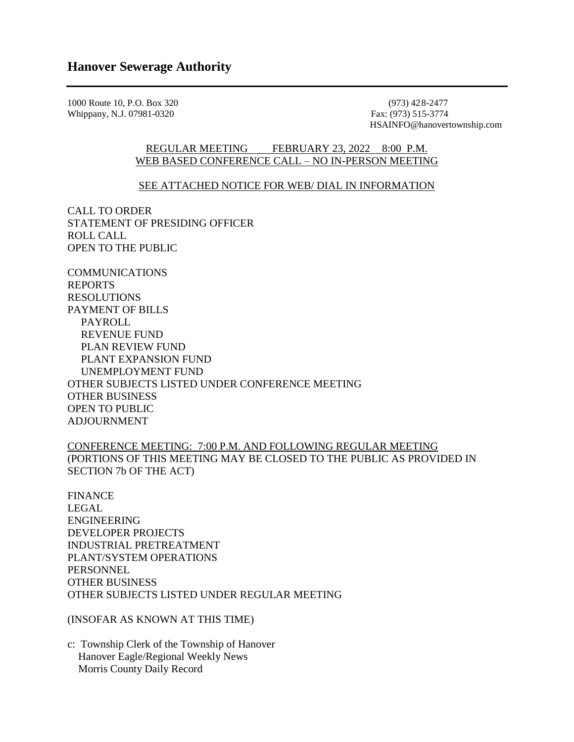# Hanover Sewerage Authority

1000 Route 10, P.O. Box 320
Whippany, N.J. 07981-0320

(973) 428-2477
Fax: (973) 515-3774
HSAINFO@hanovertownship.com

REGULAR MEETING FEBRUARY 23, 2022 8:00 P.M.
WEB BASED CONFERENCE CALL – NO IN-PERSON MEETING

SEE ATTACHED NOTICE FOR WEB/ DIAL IN INFORMATION

CALL TO ORDER
STATEMENT OF PRESIDING OFFICER
ROLL CALL
OPEN TO THE PUBLIC

COMMUNICATIONS
REPORTS
RESOLUTIONS
PAYMENT OF BILLS
- PAYROLL
- REVENUE FUND
- PLAN REVIEW FUND
- PLANT EXPANSION FUND
- UNEMPLOYMENT FUND

OTHER SUBJECTS LISTED UNDER CONFERENCE MEETING
OTHER BUSINESS
OPEN TO PUBLIC
ADJOURNMENT

CONFERENCE MEETING: 7:00 P.M. AND FOLLOWING REGULAR MEETING
(PORTIONS OF THIS MEETING MAY BE CLOSED TO THE PUBLIC AS PROVIDED IN SECTION 7b OF THE ACT)

FINANCE
LEGAL
ENGINEERING
DEVELOPER PROJECTS
INDUSTRIAL PRETREATMENT
PLANT/SYSTEM OPERATIONS
PERSONNEL
OTHER BUSINESS
OTHER SUBJECTS LISTED UNDER REGULAR MEETING

(INSOFAR AS KNOWN AT THIS TIME)

c: Township Clerk of the Township of Hanover
Hanover Eagle/Regional Weekly News
Morris County Daily Record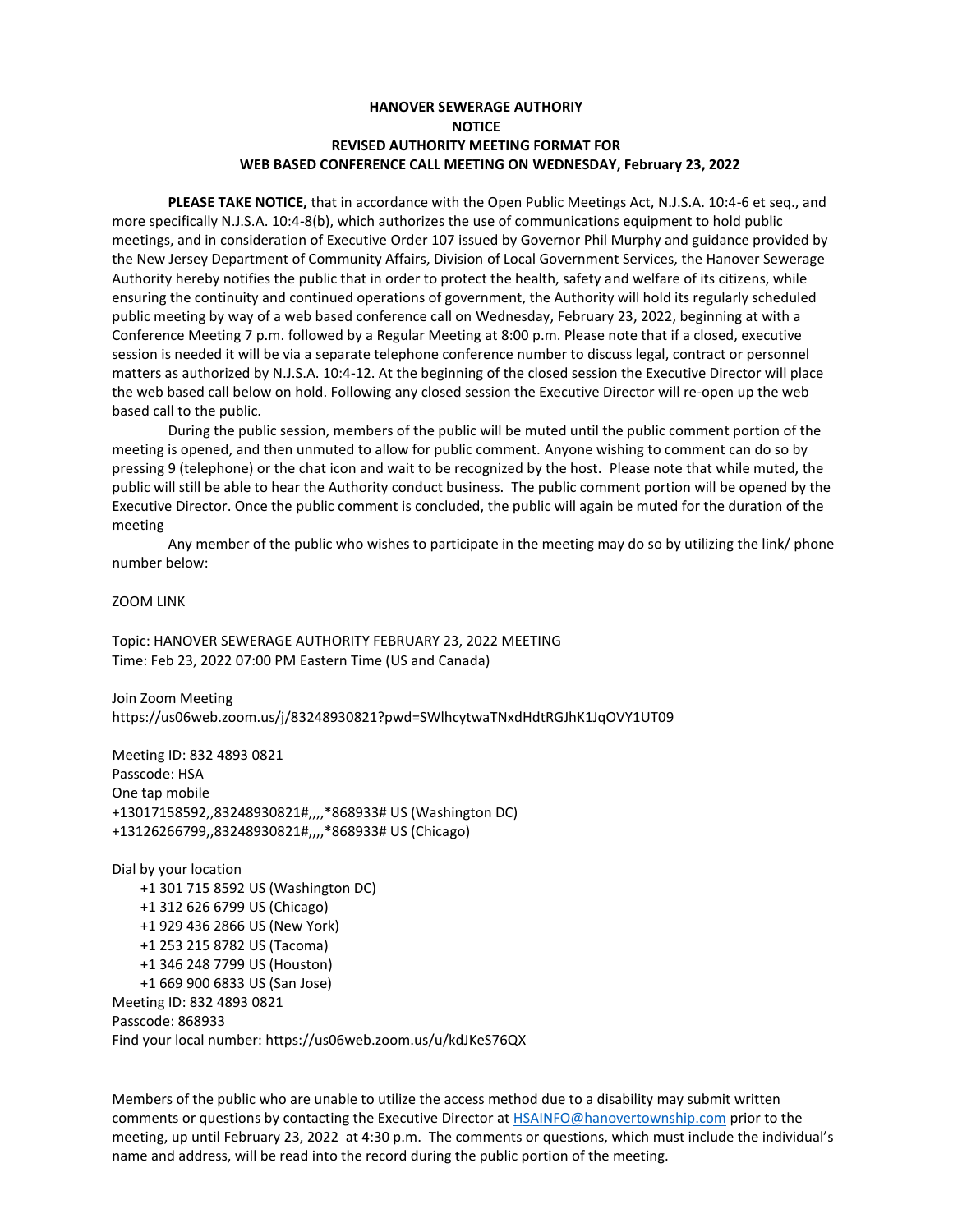**HANOVER SEWERAGE AUTHORIY**
**NOTICE**
**REVISED AUTHORITY MEETING FORMAT FOR**
**WEB BASED CONFERENCE CALL MEETING ON WEDNESDAY, February 23, 2022**

**PLEASE TAKE NOTICE,** that in accordance with the Open Public Meetings Act, N.J.S.A. 10:4-6 et seq., and more specifically N.J.S.A. 10:4-8(b), which authorizes the use of communications equipment to hold public meetings, and in consideration of Executive Order 107 issued by Governor Phil Murphy and guidance provided by the New Jersey Department of Community Affairs, Division of Local Government Services, the Hanover Sewerage Authority hereby notifies the public that in order to protect the health, safety and welfare of its citizens, while ensuring the continuity and continued operations of government, the Authority will hold its regularly scheduled public meeting by way of a web based conference call on Wednesday, February 23, 2022, beginning at with a Conference Meeting 7 p.m. followed by a Regular Meeting at 8:00 p.m. Please note that if a closed, executive session is needed it will be via a separate telephone conference number to discuss legal, contract or personnel matters as authorized by N.J.S.A. 10:4-12. At the beginning of the closed session the Executive Director will place the web based call below on hold. Following any closed session the Executive Director will re-open up the web based call to the public.

During the public session, members of the public will be muted until the public comment portion of the meeting is opened, and then unmuted to allow for public comment. Anyone wishing to comment can do so by pressing 9 (telephone) or the chat icon and wait to be recognized by the host. Please note that while muted, the public will still be able to hear the Authority conduct business. The public comment portion will be opened by the Executive Director. Once the public comment is concluded, the public will again be muted for the duration of the meeting

Any member of the public who wishes to participate in the meeting may do so by utilizing the link/ phone number below:

ZOOM LINK

Topic: HANOVER SEWERAGE AUTHORITY FEBRUARY 23, 2022 MEETING
Time: Feb 23, 2022 07:00 PM Eastern Time (US and Canada)

Join Zoom Meeting
https://us06web.zoom.us/j/83248930821?pwd=SWlhcytwaTNxdHdtRGJhK1JqOVY1UT09

Meeting ID: 832 4893 0821
Passcode: HSA
One tap mobile
+13017158592,,83248930821#,,,,*868933# US (Washington DC)
+13126266799,,83248930821#,,,,*868933# US (Chicago)

Dial by your location
+1 301 715 8592 US (Washington DC)
+1 312 626 6799 US (Chicago)
+1 929 436 2866 US (New York)
+1 253 215 8782 US (Tacoma)
+1 346 248 7799 US (Houston)
+1 669 900 6833 US (San Jose)
Meeting ID: 832 4893 0821
Passcode: 868933
Find your local number: https://us06web.zoom.us/u/kdJKeS76QX

Members of the public who are unable to utilize the access method due to a disability may submit written comments or questions by contacting the Executive Director at HSAINFO@hanovertownship.com prior to the meeting, up until February 23, 2022 at 4:30 p.m. The comments or questions, which must include the individual's name and address, will be read into the record during the public portion of the meeting.